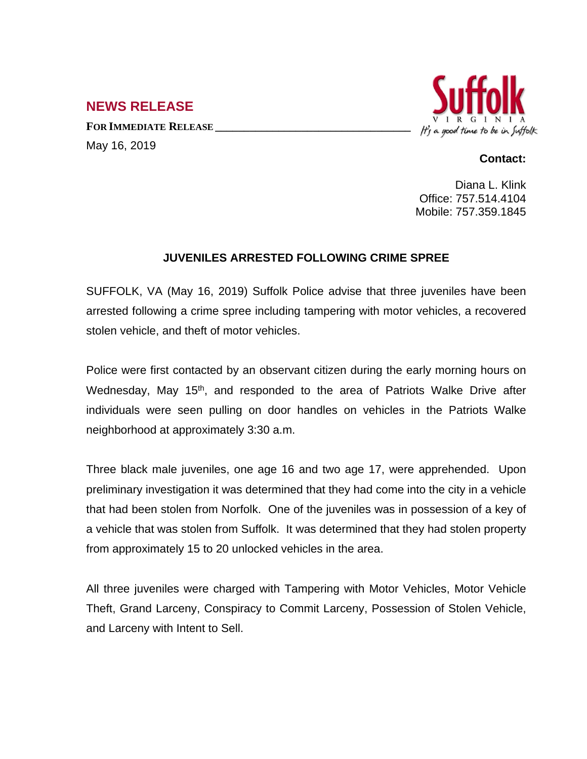## NEWS RELEASE

**FOR IMMEDIATE RELEASE**

May 16, 2019

Suffolk
VIRGINIA
*It's a good time to be in Suffolk*

**Contact:**

Diana L. Klink
Office: 757.514.4104
Mobile: 757.359.1845

**JUVENILES ARRESTED FOLLOWING CRIME SPREE**

SUFFOLK, VA (May 16, 2019) Suffolk Police advise that three juveniles have been arrested following a crime spree including tampering with motor vehicles, a recovered stolen vehicle, and theft of motor vehicles.

Police were first contacted by an observant citizen during the early morning hours on Wednesday, May 15th, and responded to the area of Patriots Walke Drive after individuals were seen pulling on door handles on vehicles in the Patriots Walke neighborhood at approximately 3:30 a.m.

Three black male juveniles, one age 16 and two age 17, were apprehended. Upon preliminary investigation it was determined that they had come into the city in a vehicle that had been stolen from Norfolk. One of the juveniles was in possession of a key of a vehicle that was stolen from Suffolk. It was determined that they had stolen property from approximately 15 to 20 unlocked vehicles in the area.

All three juveniles were charged with Tampering with Motor Vehicles, Motor Vehicle Theft, Grand Larceny, Conspiracy to Commit Larceny, Possession of Stolen Vehicle, and Larceny with Intent to Sell.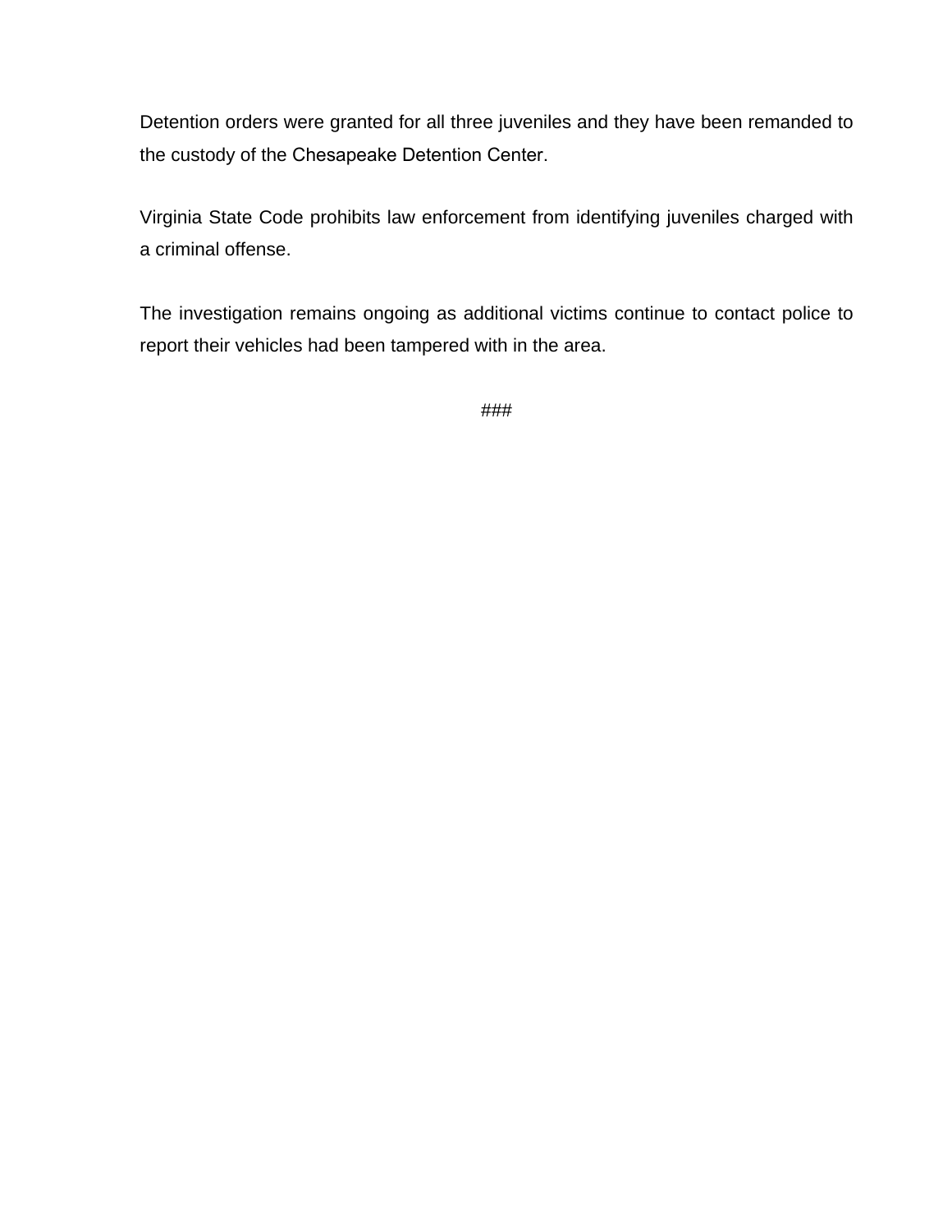Detention orders were granted for all three juveniles and they have been remanded to the custody of the Chesapeake Detention Center.

Virginia State Code prohibits law enforcement from identifying juveniles charged with a criminal offense.

The investigation remains ongoing as additional victims continue to contact police to report their vehicles had been tampered with in the area.

###